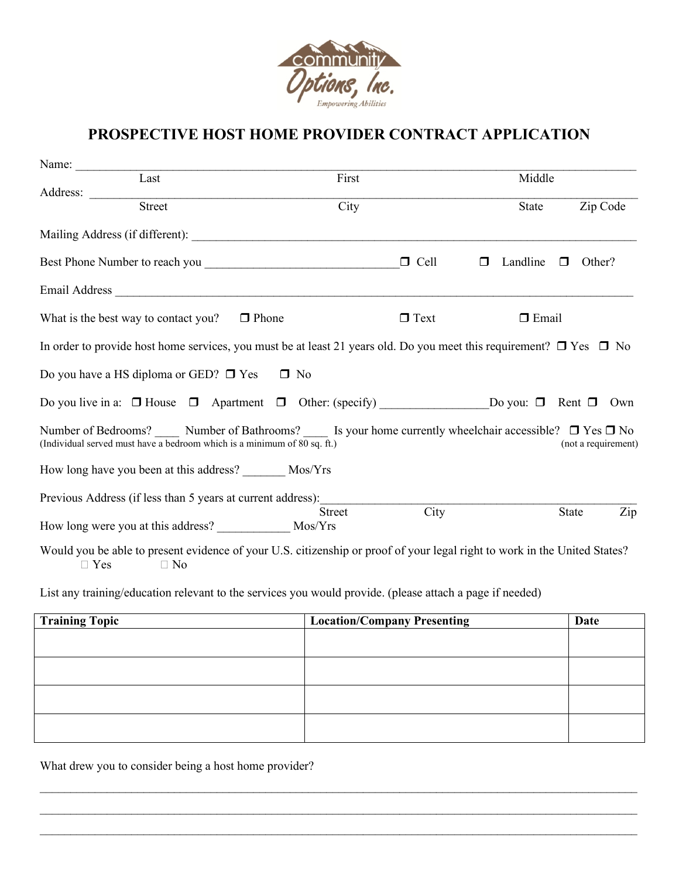# PROSPECTIVE HOST HOME PROVIDER CONTRACT APPLICATION

Name: ______________________________________________________________________________
Last &nbsp;&nbsp;&nbsp;&nbsp;&nbsp;&nbsp;&nbsp;&nbsp;&nbsp;&nbsp;&nbsp;&nbsp; First &nbsp;&nbsp;&nbsp;&nbsp;&nbsp;&nbsp;&nbsp;&nbsp;&nbsp;&nbsp;&nbsp;&nbsp; Middle

Address: ____________________________________________________________________________
Street &nbsp;&nbsp;&nbsp;&nbsp;&nbsp;&nbsp;&nbsp;&nbsp;&nbsp;&nbsp;&nbsp;&nbsp; City &nbsp;&nbsp;&nbsp;&nbsp;&nbsp;&nbsp;&nbsp;&nbsp;&nbsp;&nbsp;&nbsp;&nbsp; State &nbsp;&nbsp;&nbsp;&nbsp;&nbsp;&nbsp; Zip Code

Mailing Address (if different): _______________________________________________________________

Best Phone Number to reach you _______________________________ ☐ Cell ☐ Landline ☐ Other?

Email Address ______________________________________________________________________________

What is the best way to contact you? ☐ Phone ☐ Text ☐ Email

In order to provide host home services, you must be at least 21 years old. Do you meet this requirement? ☐ Yes ☐ No

Do you have a HS diploma or GED? ☐ Yes ☐ No

Do you live in a: ☐ House ☐ Apartment ☐ Other: (specify) _________________Do you: ☐ Rent ☐ Own

Number of Bedrooms? ____ Number of Bathrooms? ____ Is your home currently wheelchair accessible? ☐ Yes ☐ No
(Individual served must have a bedroom which is a minimum of 80 sq. ft.) (not a requirement)

How long have you been at this address? _______ Mos/Yrs

Previous Address (if less than 5 years at current address):_____________________________________________
Street &nbsp;&nbsp;&nbsp;&nbsp;&nbsp;&nbsp;&nbsp;&nbsp;&nbsp;&nbsp;&nbsp;&nbsp; City &nbsp;&nbsp;&nbsp;&nbsp;&nbsp;&nbsp;&nbsp;&nbsp;&nbsp;&nbsp;&nbsp;&nbsp; State &nbsp;&nbsp;&nbsp;&nbsp;&nbsp;&nbsp; Zip

How long were you at this address? ____________ Mos/Yrs

Would you be able to present evidence of your U.S. citizenship or proof of your legal right to work in the United States?
☐ Yes ☐ No

List any training/education relevant to the services you would provide. (please attach a page if needed)

| Training Topic | Location/Company Presenting | Date |
|---|---|---|
| | | |
| | | |
| | | |
| | | |

What drew you to consider being a host home provider?

______________________________________________________________________________________

______________________________________________________________________________________

______________________________________________________________________________________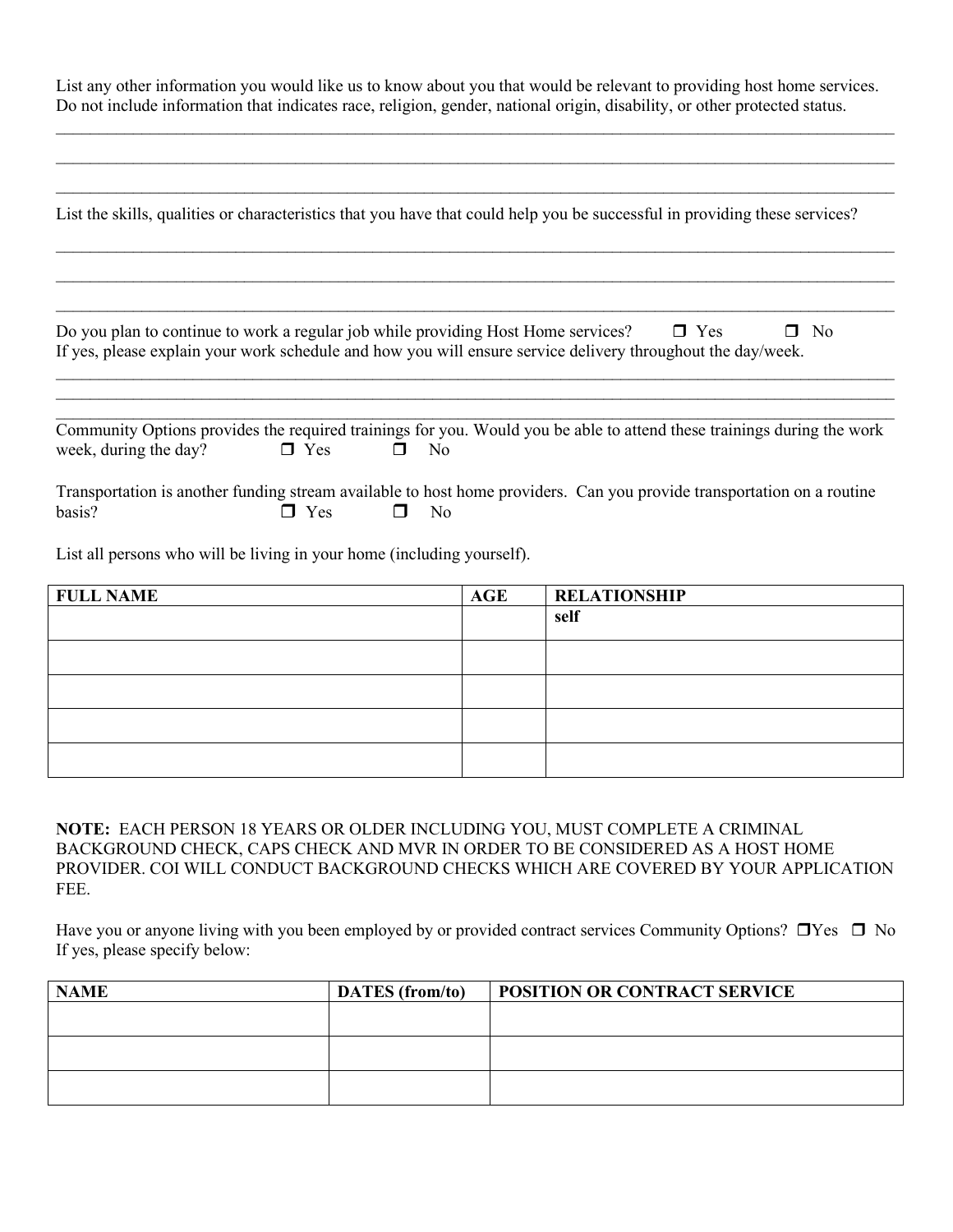List any other information you would like us to know about you that would be relevant to providing host home services. Do not include information that indicates race, religion, gender, national origin, disability, or other protected status.

\_\_\_\_\_\_\_\_\_\_\_\_\_\_\_\_\_\_\_\_\_\_\_\_\_\_\_\_\_\_\_\_\_\_\_\_\_\_\_\_\_\_\_\_\_\_\_\_\_\_\_\_\_\_\_\_\_\_\_\_\_\_\_\_\_\_\_\_\_\_\_\_\_\_\_\_\_\_

\_\_\_\_\_\_\_\_\_\_\_\_\_\_\_\_\_\_\_\_\_\_\_\_\_\_\_\_\_\_\_\_\_\_\_\_\_\_\_\_\_\_\_\_\_\_\_\_\_\_\_\_\_\_\_\_\_\_\_\_\_\_\_\_\_\_\_\_\_\_\_\_\_\_\_\_\_\_

\_\_\_\_\_\_\_\_\_\_\_\_\_\_\_\_\_\_\_\_\_\_\_\_\_\_\_\_\_\_\_\_\_\_\_\_\_\_\_\_\_\_\_\_\_\_\_\_\_\_\_\_\_\_\_\_\_\_\_\_\_\_\_\_\_\_\_\_\_\_\_\_\_\_\_\_\_\_

List the skills, qualities or characteristics that you have that could help you be successful in providing these services?

\_\_\_\_\_\_\_\_\_\_\_\_\_\_\_\_\_\_\_\_\_\_\_\_\_\_\_\_\_\_\_\_\_\_\_\_\_\_\_\_\_\_\_\_\_\_\_\_\_\_\_\_\_\_\_\_\_\_\_\_\_\_\_\_\_\_\_\_\_\_\_\_\_\_\_\_\_\_

\_\_\_\_\_\_\_\_\_\_\_\_\_\_\_\_\_\_\_\_\_\_\_\_\_\_\_\_\_\_\_\_\_\_\_\_\_\_\_\_\_\_\_\_\_\_\_\_\_\_\_\_\_\_\_\_\_\_\_\_\_\_\_\_\_\_\_\_\_\_\_\_\_\_\_\_\_\_

\_\_\_\_\_\_\_\_\_\_\_\_\_\_\_\_\_\_\_\_\_\_\_\_\_\_\_\_\_\_\_\_\_\_\_\_\_\_\_\_\_\_\_\_\_\_\_\_\_\_\_\_\_\_\_\_\_\_\_\_\_\_\_\_\_\_\_\_\_\_\_\_\_\_\_\_\_\_

Do you plan to continue to work a regular job while providing Host Home services? ❒ Yes ❒ No
If yes, please explain your work schedule and how you will ensure service delivery throughout the day/week.

\_\_\_\_\_\_\_\_\_\_\_\_\_\_\_\_\_\_\_\_\_\_\_\_\_\_\_\_\_\_\_\_\_\_\_\_\_\_\_\_\_\_\_\_\_\_\_\_\_\_\_\_\_\_\_\_\_\_\_\_\_\_\_\_\_\_\_\_\_\_\_\_\_\_\_\_\_\_

\_\_\_\_\_\_\_\_\_\_\_\_\_\_\_\_\_\_\_\_\_\_\_\_\_\_\_\_\_\_\_\_\_\_\_\_\_\_\_\_\_\_\_\_\_\_\_\_\_\_\_\_\_\_\_\_\_\_\_\_\_\_\_\_\_\_\_\_\_\_\_\_\_\_\_\_\_\_

\_\_\_\_\_\_\_\_\_\_\_\_\_\_\_\_\_\_\_\_\_\_\_\_\_\_\_\_\_\_\_\_\_\_\_\_\_\_\_\_\_\_\_\_\_\_\_\_\_\_\_\_\_\_\_\_\_\_\_\_\_\_\_\_\_\_\_\_\_\_\_\_\_\_\_\_\_\_

Community Options provides the required trainings for you. Would you be able to attend these trainings during the work week, during the day? ❒ Yes ❒ No

Transportation is another funding stream available to host home providers. Can you provide transportation on a routine basis? ❒ Yes ❒ No

List all persons who will be living in your home (including yourself).

| FULL NAME | AGE | RELATIONSHIP |
|---|---|---|
| | | self |
| | | |
| | | |
| | | |
| | | |

**NOTE:** EACH PERSON 18 YEARS OR OLDER INCLUDING YOU, MUST COMPLETE A CRIMINAL BACKGROUND CHECK, CAPS CHECK AND MVR IN ORDER TO BE CONSIDERED AS A HOST HOME PROVIDER. COI WILL CONDUCT BACKGROUND CHECKS WHICH ARE COVERED BY YOUR APPLICATION FEE.

Have you or anyone living with you been employed by or provided contract services Community Options? ❒Yes ❒ No
If yes, please specify below:

| NAME | DATES (from/to) | POSITION OR CONTRACT SERVICE |
|---|---|---|
| | | |
| | | |
| | | |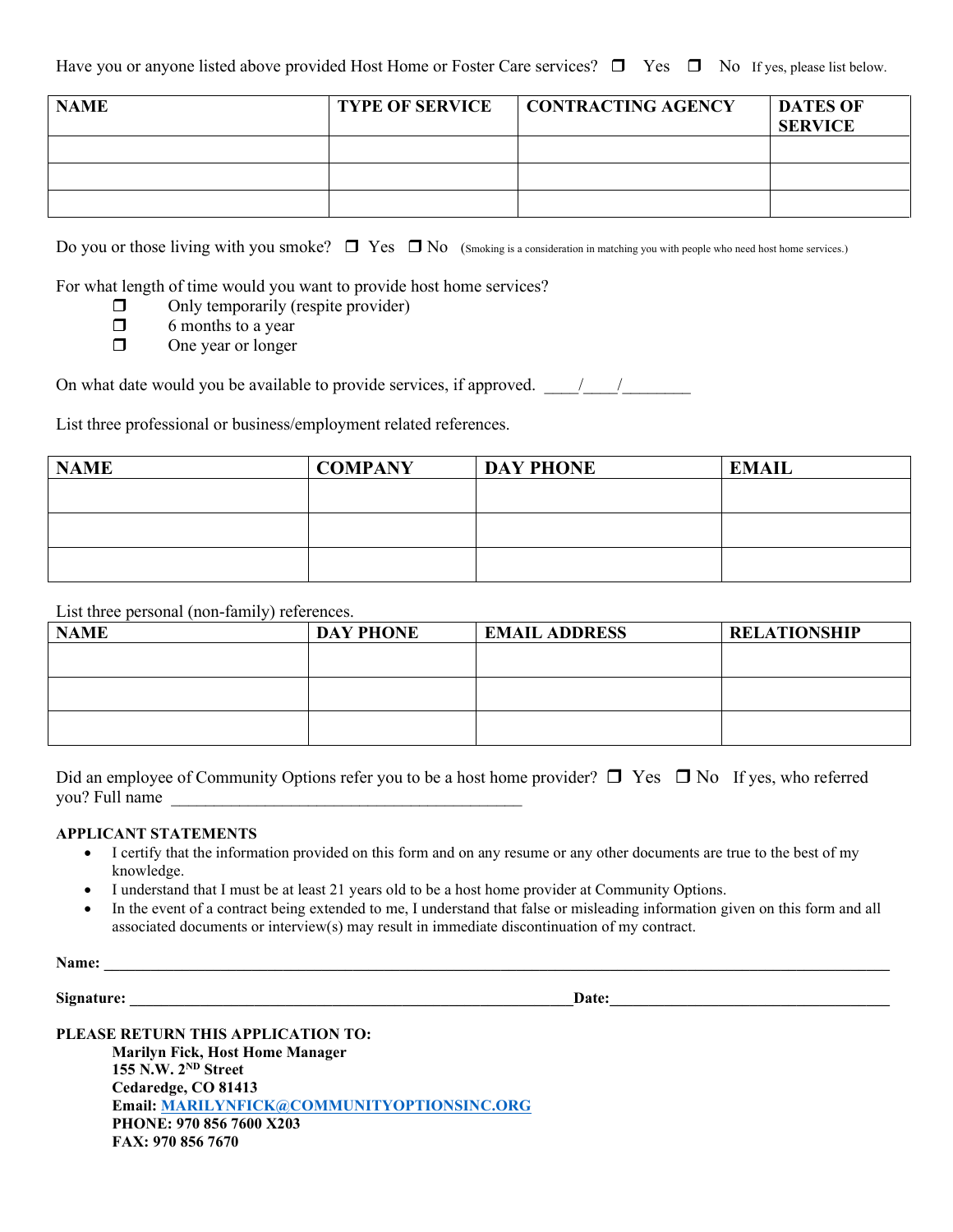Have you or anyone listed above provided Host Home or Foster Care services? ❐ Yes ❐ No If yes, please list below.

| NAME | TYPE OF SERVICE | CONTRACTING AGENCY | DATES OF SERVICE |
|---|---|---|---|
| | | | |
| | | | |
| | | | |

Do you or those living with you smoke? ❐ Yes ❐ No (Smoking is a consideration in matching you with people who need host home services.)

For what length of time would you want to provide host home services?

- ❐ Only temporarily (respite provider)
- ❐ 6 months to a year
- ❐ One year or longer

On what date would you be available to provide services, if approved. ____/____/________

List three professional or business/employment related references.

| NAME | COMPANY | DAY PHONE | EMAIL |
|---|---|---|---|
| | | | |
| | | | |
| | | | |

List three personal (non-family) references.

| NAME | DAY PHONE | EMAIL ADDRESS | RELATIONSHIP |
|---|---|---|---|
| | | | |
| | | | |
| | | | |

Did an employee of Community Options refer you to be a host home provider? ❐ Yes ❐ No If yes, who referred you? Full name ________________________________________

**APPLICANT STATEMENTS**

- I certify that the information provided on this form and on any resume or any other documents are true to the best of my knowledge.
- I understand that I must be at least 21 years old to be a host home provider at Community Options.
- In the event of a contract being extended to me, I understand that false or misleading information given on this form and all associated documents or interview(s) may result in immediate discontinuation of my contract.

**Name:** ____________________________________________________________________________

**Signature:** ________________________________________________ **Date:** ______________________________

**PLEASE RETURN THIS APPLICATION TO:**

**Marilyn Fick, Host Home Manager**
**155 N.W. 2ND Street**
**Cedaredge, CO 81413**
**Email: MARILYNFICK@COMMUNITYOPTIONSINC.ORG**
**PHONE: 970 856 7600 X203**
**FAX: 970 856 7670**